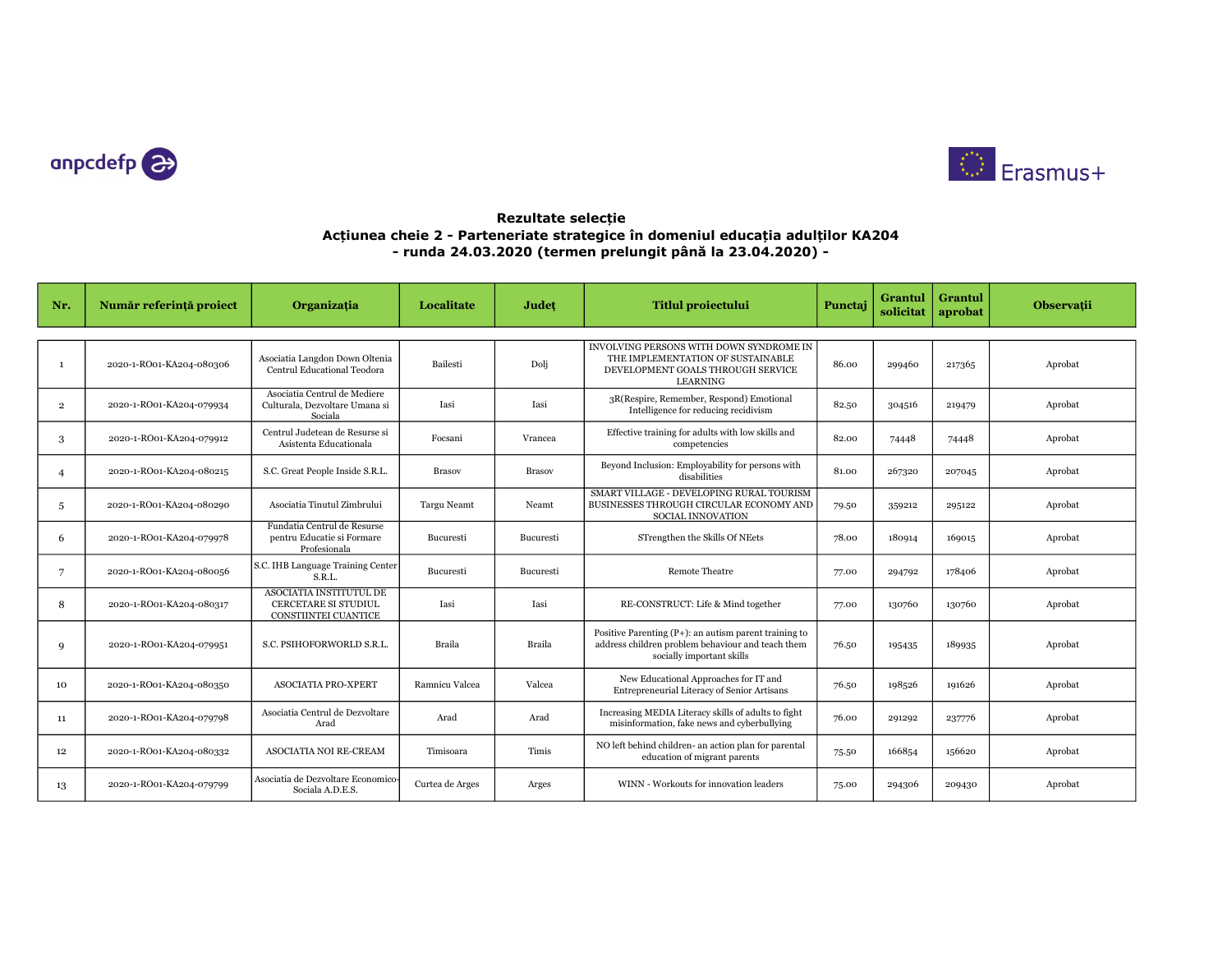anpcdefp

Erasmus+

## Rezultate selecție
## Acțiunea cheie 2 - Parteneriate strategice în domeniul educația adulților KA204
## - runda 24.03.2020 (termen prelungit până la 23.04.2020) -

| Nr. | Număr referință proiect | Organizația | Localitate | Județ | Titlul proiectului | Punctaj | Grantul solicitat | Grantul aprobat | Observații |
|---|---|---|---|---|---|---|---|---|---|
| 1 | 2020-1-RO01-KA204-080306 | Asociatia Langdon Down Oltenia Centrul Educational Teodora | Bailesti | Dolj | INVOLVING PERSONS WITH DOWN SYNDROME IN THE IMPLEMENTATION OF SUSTAINABLE DEVELOPMENT GOALS THROUGH SERVICE LEARNING | 86.00 | 299460 | 217365 | Aprobat |
| 2 | 2020-1-RO01-KA204-079934 | Asociatia Centrul de Mediere Culturala, Dezvoltare Umana si Sociala | Iasi | Iasi | 3R(Respire, Remember, Respond) Emotional Intelligence for reducing recidivism | 82.50 | 304516 | 219479 | Aprobat |
| 3 | 2020-1-RO01-KA204-079912 | Centrul Judetean de Resurse si Asistenta Educationala | Focsani | Vrancea | Effective training for adults with low skills and competencies | 82.00 | 74448 | 74448 | Aprobat |
| 4 | 2020-1-RO01-KA204-080215 | S.C. Great People Inside S.R.L. | Brasov | Brasov | Beyond Inclusion: Employability for persons with disabilities | 81.00 | 267320 | 207045 | Aprobat |
| 5 | 2020-1-RO01-KA204-080290 | Asociatia Tinutul Zimbrului | Targu Neamt | Neamt | SMART VILLAGE - DEVELOPING RURAL TOURISM BUSINESSES THROUGH CIRCULAR ECONOMY AND SOCIAL INNOVATION | 79.50 | 359212 | 295122 | Aprobat |
| 6 | 2020-1-RO01-KA204-079978 | Fundatia Centrul de Resurse pentru Educatie si Formare Profesionala | Bucuresti | Bucuresti | STrengthen the Skills Of NEets | 78.00 | 180914 | 169015 | Aprobat |
| 7 | 2020-1-RO01-KA204-080056 | S.C. IHB Language Training Center S.R.L. | Bucuresti | Bucuresti | Remote Theatre | 77.00 | 294792 | 178406 | Aprobat |
| 8 | 2020-1-RO01-KA204-080317 | ASOCIATIA INSTITUTUL DE CERCETARE SI STUDIUL CONSTIINTEI CUANTICE | Iasi | Iasi | RE-CONSTRUCT: Life & Mind together | 77.00 | 130760 | 130760 | Aprobat |
| 9 | 2020-1-RO01-KA204-079951 | S.C. PSIHOFORWORLD S.R.L. | Braila | Braila | Positive Parenting (P+): an autism parent training to address children problem behaviour and teach them socially important skills | 76.50 | 195435 | 189935 | Aprobat |
| 10 | 2020-1-RO01-KA204-080350 | ASOCIATIA PRO-XPERT | Ramnicu Valcea | Valcea | New Educational Approaches for IT and Entrepreneurial Literacy of Senior Artisans | 76.50 | 198526 | 191626 | Aprobat |
| 11 | 2020-1-RO01-KA204-079798 | Asociatia Centrul de Dezvoltare Arad | Arad | Arad | Increasing MEDIA Literacy skills of adults to fight misinformation, fake news and cyberbullying | 76.00 | 291292 | 237776 | Aprobat |
| 12 | 2020-1-RO01-KA204-080332 | ASOCIATIA NOI RE-CREAM | Timisoara | Timis | NO left behind children- an action plan for parental education of migrant parents | 75.50 | 166854 | 156620 | Aprobat |
| 13 | 2020-1-RO01-KA204-079799 | Asociatia de Dezvoltare Economico-Sociala A.D.E.S. | Curtea de Arges | Arges | WINN - Workouts for innovation leaders | 75.00 | 294306 | 209430 | Aprobat |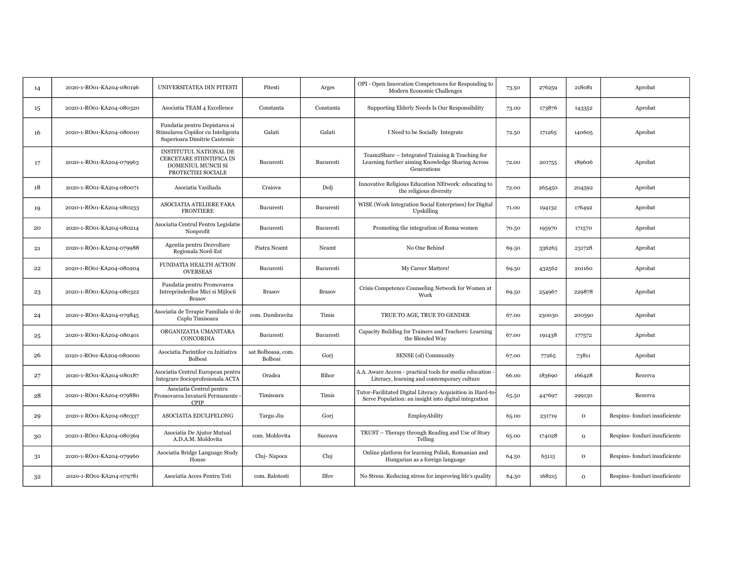| | | | | | | | | | |
|---|---|---|---|---|---|---|---|---|---|
| 14 | 2020-1-RO01-KA204-080196 | UNIVERSITATEA DIN PITESTI | Pitesti | Arges | OPI - Open Innovation Competences for Responding to Modern Economic Challenges | 73.50 | 276259 | 218081 | Aprobat |
| 15 | 2020-1-RO01-KA204-080320 | Asociatia TEAM 4 Excellence | Constanta | Constanta | Supporting Elderly Needs Is Our Responsibility | 73.00 | 173876 | 143352 | Aprobat |
| 16 | 2020-1-RO01-KA204-080010 | Fundatia pentru Depistarea si Stimularea Copiilor cu Inteligenta Superioara Dimitrie Cantemir | Galati | Galati | I Need to be Socially Integrate | 72.50 | 171265 | 140605 | Aprobat |
| 17 | 2020-1-RO01-KA204-079963 | INSTITUTUL NATIONAL DE CERCETARE STIINTIFICA IN DOMENIUL MUNCII SI PROTECTIEI SOCIALE | Bucuresti | Bucuresti | Team2Share – Integrated Training & Teaching for Learning further aiming Knowledge Sharing Across Generations | 72.00 | 201755 | 189606 | Aprobat |
| 18 | 2020-1-RO01-KA204-080071 | Asociatia Vasiliada | Craiova | Dolj | Innovative Religious Education NEtwork: educating to the religious diversity | 72.00 | 265450 | 204592 | Aprobat |
| 19 | 2020-1-RO01-KA204-080233 | ASOCIATIA ATELIERE FARA FRONTIERE | Bucuresti | Bucuresti | WISE (Work Integration Social Enterprises) for Digital Upskilling | 71.00 | 194132 | 176492 | Aprobat |
| 20 | 2020-1-RO01-KA204-080214 | Asociatia Centrul Pentru Legislatie Nonprofit | Bucuresti | Bucuresti | Promoting the integration of Roma women | 70.50 | 195970 | 171570 | Aprobat |
| 21 | 2020-1-RO01-KA204-079988 | Agentia pentru Dezvoltare Regionala Nord-Est | Piatra Neamt | Neamt | No One Behind | 69.50 | 336265 | 231728 | Aprobat |
| 22 | 2020-1-RO01-KA204-080204 | FUNDATIA HEALTH ACTION OVERSEAS | Bucuresti | Bucuresti | My Career Matters! | 69.50 | 432562 | 201160 | Aprobat |
| 23 | 2020-1-RO01-KA204-080322 | Fundatia pentru Promovarea Intreprinderilor Mici si Mijlocii Brasov | Brasov | Brasov | Crisis Competence Counseling Network for Women at Work | 69.50 | 254967 | 229878 | Aprobat |
| 24 | 2020-1-RO01-KA204-079845 | Asociatia de Terapie Familiala si de Cuplu Timisoara | com. Dumbravita | Timis | TRUE TO AGE, TRUE TO GENDER | 67.00 | 230030 | 200590 | Aprobat |
| 25 | 2020-1-RO01-KA204-080401 | ORGANIZATIA UMANITARA CONCORDIA | Bucuresti | Bucuresti | Capacity Building for Trainers and Teachers: Learning the Blended Way | 67.00 | 191438 | 177572 | Aprobat |
| 26 | 2020-1-RO01-KA204-080000 | Asociatia Parintilor cu Initiativa Bolbosi | sat Bolboasa, com. Bolbosi | Gorj | SENSE (of) Community | 67.00 | 77265 | 73811 | Aprobat |
| 27 | 2020-1-RO01-KA204-080187 | Asociatia Centrul European pentru Integrare Socioprofesionala ACTA | Oradea | Bihor | A.A. Aware Access - practical tools for media education - Literacy, learning and contemporary culture | 66.00 | 183690 | 166428 | Rezerva |
| 28 | 2020-1-RO01-KA204-079880 | Asociatia Centrul pentru Promovarea Invatarii Permanente - CPIP | Timisoara | Timis | Tutor-Facilitated Digital Literacy Acquisition in Hard-to-Serve Population: an insight into digital integration | 65.50 | 447697 | 299150 | Rezerva |
| 29 | 2020-1-RO01-KA204-080337 | ASOCIATIA EDULIFELONG | Targu-Jiu | Gorj | EmployAbility | 65.00 | 231719 | 0 | Respins- fonduri insuficiente |
| 30 | 2020-1-RO01-KA204-080369 | Asociatia De Ajutor Mutual A.D.A.M. Moldovita | com. Moldovita | Suceava | TRUST – Therapy through Reading and Use of Story Telling | 65.00 | 174028 | 0 | Respins- fonduri insuficiente |
| 31 | 2020-1-RO01-KA204-079960 | Asociatia Bridge Language Study House | Cluj- Napoca | Cluj | Online platform for learning Polish, Romanian and Hungarian as a foreign language | 64.50 | 65115 | 0 | Respins- fonduri insuficiente |
| 32 | 2020-1-RO01-KA204-079781 | Asociatia Acces Pentru Toti | com. Balotesti | Ilfov | No Stress. Reducing stress for improving life's quality | 64.50 | 168215 | 0 | Respins- fonduri insuficiente |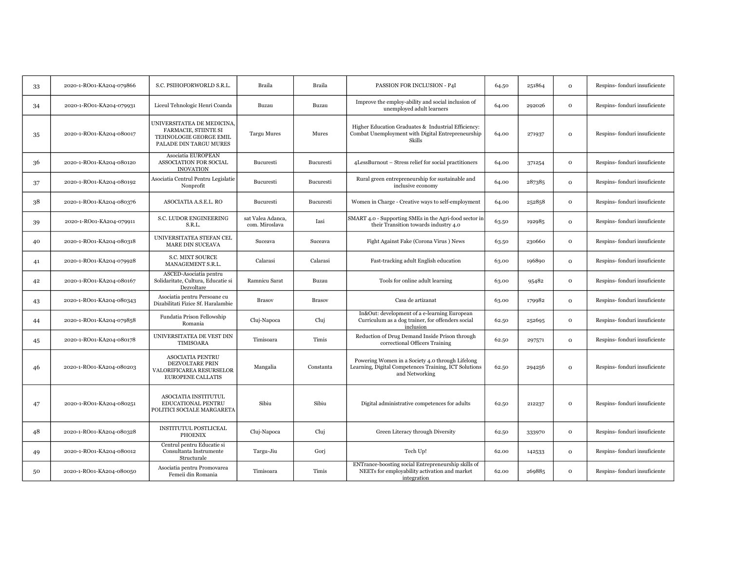| 33 | 2020-1-RO01-KA204-079866 | S.C. PSIHOFORWORLD S.R.L. | Braila | Braila | PASSION FOR INCLUSION - P4I | 64.50 | 251864 | 0 | Respins- fonduri insuficiente |
|---|---|---|---|---|---|---|---|---|---|
| 34 | 2020-1-RO01-KA204-079931 | Liceul Tehnologic Henri Coanda | Buzau | Buzau | Improve the employ-ability and social inclusion of unemployed adult learners | 64.00 | 292026 | 0 | Respins- fonduri insuficiente |
| 35 | 2020-1-RO01-KA204-080017 | UNIVERSITATEA DE MEDICINA, FARMACIE, STIINTE SI TEHNOLOGIE GEORGE EMIL PALADE DIN TARGU MURES | Targu Mures | Mures | Higher Education Graduates & Industrial Efficiency: Combat Unemployment with Digital Entrepreneurship Skills | 64.00 | 271937 | 0 | Respins- fonduri insuficiente |
| 36 | 2020-1-RO01-KA204-080120 | Asociatia EUROPEAN ASSOCIATION FOR SOCIAL INOVATION | Bucuresti | Bucuresti | 4LessBurnout – Stress relief for social practitioners | 64.00 | 371254 | 0 | Respins- fonduri insuficiente |
| 37 | 2020-1-RO01-KA204-080192 | Asociatia Centrul Pentru Legislatie Nonprofit | Bucuresti | Bucuresti | Rural green entrepreneurship for sustainable and inclusive economy | 64.00 | 287385 | 0 | Respins- fonduri insuficiente |
| 38 | 2020-1-RO01-KA204-080376 | ASOCIATIA A.S.E.L. RO | Bucuresti | Bucuresti | Women in Charge - Creative ways to self-employment | 64.00 | 252858 | 0 | Respins- fonduri insuficiente |
| 39 | 2020-1-RO01-KA204-079911 | S.C. LUDOR ENGINEERING S.R.L. | sat Valea Adanca, com. Miroslava | Iasi | SMART 4.0 - Supporting SMEs in the Agri-food sector in their Transition towards industry 4.0 | 63.50 | 192985 | 0 | Respins- fonduri insuficiente |
| 40 | 2020-1-RO01-KA204-080318 | UNIVERSITATEA STEFAN CEL MARE DIN SUCEAVA | Suceava | Suceava | Fight Against Fake (Corona Virus ) News | 63.50 | 230660 | 0 | Respins- fonduri insuficiente |
| 41 | 2020-1-RO01-KA204-079928 | S.C. MIXT SOURCE MANAGEMENT S.R.L. | Calarasi | Calarasi | Fast-tracking adult English education | 63.00 | 196890 | 0 | Respins- fonduri insuficiente |
| 42 | 2020-1-RO01-KA204-080167 | ASCED-Asociatia pentru Solidaritate, Cultura, Educatie si Dezvoltare | Ramnicu Sarat | Buzau | Tools for online adult learning | 63.00 | 95482 | 0 | Respins- fonduri insuficiente |
| 43 | 2020-1-RO01-KA204-080343 | Asociatia pentru Persoane cu Dizabilitati Fizice Sf. Haralambie | Brasov | Brasov | Casa de artizanat | 63.00 | 179982 | 0 | Respins- fonduri insuficiente |
| 44 | 2020-1-RO01-KA204-079858 | Fundatia Prison Fellowship Romania | Cluj-Napoca | Cluj | In&Out: development of a e-learning European Curriculum as a dog trainer, for offenders social inclusion | 62.50 | 252695 | 0 | Respins- fonduri insuficiente |
| 45 | 2020-1-RO01-KA204-080178 | UNIVERSITATEA DE VEST DIN TIMISOARA | Timisoara | Timis | Reduction of Drug Demand Inside Prison through correctional Officers Training | 62.50 | 297571 | 0 | Respins- fonduri insuficiente |
| 46 | 2020-1-RO01-KA204-080203 | ASOCIATIA PENTRU DEZVOLTARE PRIN VALORIFICAREA RESURSELOR EUROPENE CALLATIS | Mangalia | Constanta | Powering Women in a Society 4.0 through Lifelong Learning, Digital Competences Training, ICT Solutions and Networking | 62.50 | 294256 | 0 | Respins- fonduri insuficiente |
| 47 | 2020-1-RO01-KA204-080251 | ASOCIATIA INSTITUTUL EDUCATIONAL PENTRU POLITICI SOCIALE MARGARETA | Sibiu | Sibiu | Digital administrative competences for adults | 62.50 | 212237 | 0 | Respins- fonduri insuficiente |
| 48 | 2020-1-RO01-KA204-080328 | INSTITUTUL POSTLICEAL PHOENIX | Cluj-Napoca | Cluj | Green Literacy through Diversity | 62.50 | 333970 | 0 | Respins- fonduri insuficiente |
| 49 | 2020-1-RO01-KA204-080012 | Centrul pentru Educatie si Consultanta Instrumente Structurale | Targu-Jiu | Gorj | Tech Up! | 62.00 | 142533 | 0 | Respins- fonduri insuficiente |
| 50 | 2020-1-RO01-KA204-080050 | Asociatia pentru Promovarea Femeii din Romania | Timisoara | Timis | ENTrance-boosting social Entrepreneurship skills of NEETs for employability activation and market integration | 62.00 | 269885 | 0 | Respins- fonduri insuficiente |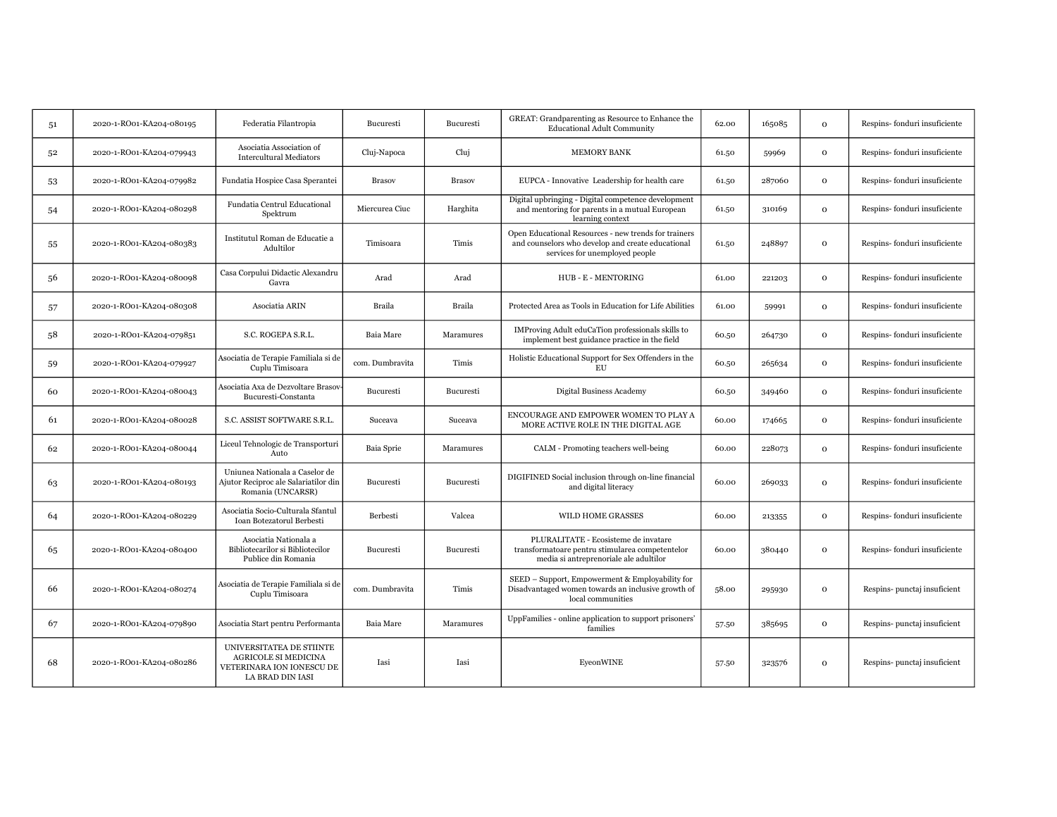| | | | | | | | | | |
|---|---|---|---|---|---|---|---|---|---|
| 51 | 2020-1-RO01-KA204-080195 | Federatia Filantropia | Bucuresti | Bucuresti | GREAT: Grandparenting as Resource to Enhance the Educational Adult Community | 62.00 | 165085 | 0 | Respins- fonduri insuficiente |
| 52 | 2020-1-RO01-KA204-079943 | Asociatia Association of Intercultural Mediators | Cluj-Napoca | Cluj | MEMORY BANK | 61.50 | 59969 | 0 | Respins- fonduri insuficiente |
| 53 | 2020-1-RO01-KA204-079982 | Fundatia Hospice Casa Sperantei | Brasov | Brasov | EUPCA - Innovative Leadership for health care | 61.50 | 287060 | 0 | Respins- fonduri insuficiente |
| 54 | 2020-1-RO01-KA204-080298 | Fundatia Centrul Educational Spektrum | Miercurea Ciuc | Harghita | Digital upbringing - Digital competence development and mentoring for parents in a mutual European learning context | 61.50 | 310169 | 0 | Respins- fonduri insuficiente |
| 55 | 2020-1-RO01-KA204-080383 | Institutul Roman de Educatie a Adultilor | Timisoara | Timis | Open Educational Resources - new trends for trainers and counselors who develop and create educational services for unemployed people | 61.50 | 248897 | 0 | Respins- fonduri insuficiente |
| 56 | 2020-1-RO01-KA204-080098 | Casa Corpului Didactic Alexandru Gavra | Arad | Arad | HUB - E - MENTORING | 61.00 | 221203 | 0 | Respins- fonduri insuficiente |
| 57 | 2020-1-RO01-KA204-080308 | Asociatia ARIN | Braila | Braila | Protected Area as Tools in Education for Life Abilities | 61.00 | 59991 | 0 | Respins- fonduri insuficiente |
| 58 | 2020-1-RO01-KA204-079851 | S.C. ROGEPA S.R.L. | Baia Mare | Maramures | IMProving Adult eduCaTion professionals skills to implement best guidance practice in the field | 60.50 | 264730 | 0 | Respins- fonduri insuficiente |
| 59 | 2020-1-RO01-KA204-079927 | Asociatia de Terapie Familiala si de Cuplu Timisoara | com. Dumbravita | Timis | Holistic Educational Support for Sex Offenders in the EU | 60.50 | 265634 | 0 | Respins- fonduri insuficiente |
| 60 | 2020-1-RO01-KA204-080043 | Asociatia Axa de Dezvoltare Brasov-Bucuresti-Constanta | Bucuresti | Bucuresti | Digital Business Academy | 60.50 | 349460 | 0 | Respins- fonduri insuficiente |
| 61 | 2020-1-RO01-KA204-080028 | S.C. ASSIST SOFTWARE S.R.L. | Suceava | Suceava | ENCOURAGE AND EMPOWER WOMEN TO PLAY A MORE ACTIVE ROLE IN THE DIGITAL AGE | 60.00 | 174665 | 0 | Respins- fonduri insuficiente |
| 62 | 2020-1-RO01-KA204-080044 | Liceul Tehnologic de Transporturi Auto | Baia Sprie | Maramures | CALM - Promoting teachers well-being | 60.00 | 228073 | 0 | Respins- fonduri insuficiente |
| 63 | 2020-1-RO01-KA204-080193 | Uniunea Nationala a Caselor de Ajutor Reciproc ale Salariatilor din Romania (UNCARSR) | Bucuresti | Bucuresti | DIGIFINED Social inclusion through on-line financial and digital literacy | 60.00 | 269033 | 0 | Respins- fonduri insuficiente |
| 64 | 2020-1-RO01-KA204-080229 | Asociatia Socio-Culturala Sfantul Ioan Botezatorul Berbesti | Berbesti | Valcea | WILD HOME GRASSES | 60.00 | 213355 | 0 | Respins- fonduri insuficiente |
| 65 | 2020-1-RO01-KA204-080400 | Asociatia Nationala a Bibliotecarilor si Bibliotecilor Publice din Romania | Bucuresti | Bucuresti | PLURALITATE - Ecosisteme de invatare transformatoare pentru stimularea competentelor media si antreprenoriale ale adultilor | 60.00 | 380440 | 0 | Respins- fonduri insuficiente |
| 66 | 2020-1-RO01-KA204-080274 | Asociatia de Terapie Familiala si de Cuplu Timisoara | com. Dumbravita | Timis | SEED – Support, Empowerment & Employability for Disadvantaged women towards an inclusive growth of local communities | 58.00 | 295930 | 0 | Respins- punctaj insuficient |
| 67 | 2020-1-RO01-KA204-079890 | Asociatia Start pentru Performanta | Baia Mare | Maramures | UppFamilies - online application to support prisoners' families | 57.50 | 385695 | 0 | Respins- punctaj insuficient |
| 68 | 2020-1-RO01-KA204-080286 | UNIVERSITATEA DE STIINTE AGRICOLE SI MEDICINA VETERINARA ION IONESCU DE LA BRAD DIN IASI | Iasi | Iasi | EyeonWINE | 57.50 | 323576 | 0 | Respins- punctaj insuficient |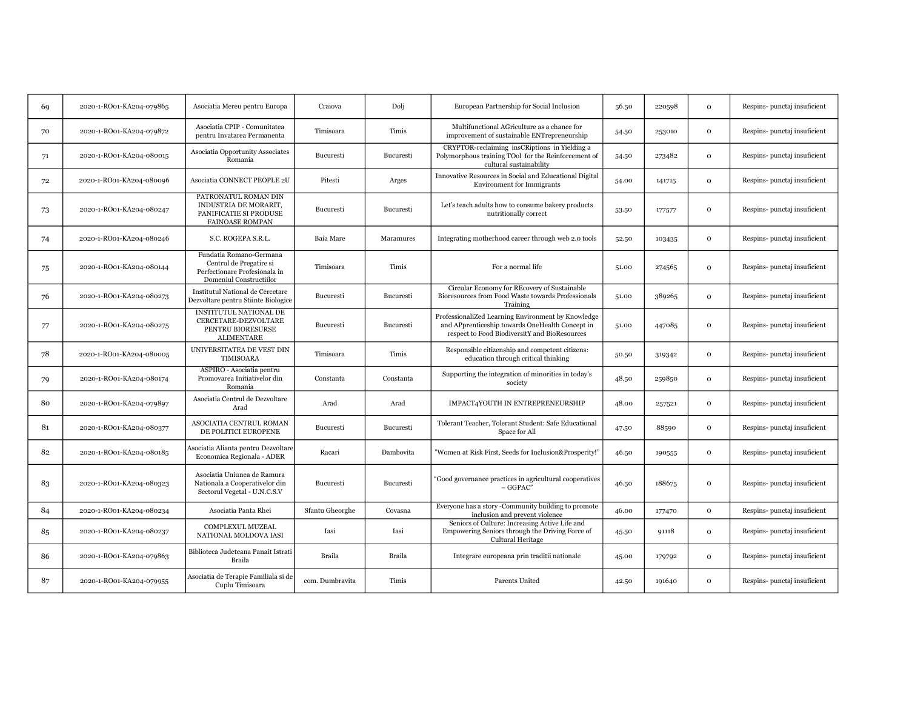| | | | | | | | | | |
|---|---|---|---|---|---|---|---|---|---|
| 69 | 2020-1-RO01-KA204-079865 | Asociatia Mereu pentru Europa | Craiova | Dolj | European Partnership for Social Inclusion | 56.50 | 220598 | 0 | Respins- punctaj insuficient |
| 70 | 2020-1-RO01-KA204-079872 | Asociatia CPIP - Comunitatea pentru Invatarea Permanenta | Timisoara | Timis | Multifunctional AGriculture as a chance for improvement of sustainable ENTrepreneurship | 54.50 | 253010 | 0 | Respins- punctaj insuficient |
| 71 | 2020-1-RO01-KA204-080015 | Asociatia Opportunity Associates Romania | Bucuresti | Bucuresti | CRYPTOR-reclaiming insCRiptions in Yielding a Polymorphous training TOol for the Reinforcement of cultural sustainability | 54.50 | 273482 | 0 | Respins- punctaj insuficient |
| 72 | 2020-1-RO01-KA204-080096 | Asociatia CONNECT PEOPLE 2U | Pitesti | Arges | Innovative Resources in Social and Educational Digital Environment for Immigrants | 54.00 | 141715 | 0 | Respins- punctaj insuficient |
| 73 | 2020-1-RO01-KA204-080247 | PATRONATUL ROMAN DIN INDUSTRIA DE MORARIT, PANIFICATIE SI PRODUSE FAINOASE ROMPAN | Bucuresti | Bucuresti | Let's teach adults how to consume bakery products nutritionally correct | 53.50 | 177577 | 0 | Respins- punctaj insuficient |
| 74 | 2020-1-RO01-KA204-080246 | S.C. ROGEPA S.R.L. | Baia Mare | Maramures | Integrating motherhood career through web 2.0 tools | 52.50 | 103435 | 0 | Respins- punctaj insuficient |
| 75 | 2020-1-RO01-KA204-080144 | Fundatia Romano-Germana Centrul de Pregatire si Perfectionare Profesionala in Domeniul Constructiilor | Timisoara | Timis | For a normal life | 51.00 | 274565 | 0 | Respins- punctaj insuficient |
| 76 | 2020-1-RO01-KA204-080273 | Institutul National de Cercetare Dezvoltare pentru Stiinte Biologice | Bucuresti | Bucuresti | Circular Economy for REcovery of Sustainable Bioresources from Food Waste towards Professionals Training | 51.00 | 389265 | 0 | Respins- punctaj insuficient |
| 77 | 2020-1-RO01-KA204-080275 | INSTITUTUL NATIONAL DE CERCETARE-DEZVOLTARE PENTRU BIORESURSE ALIMENTARE | Bucuresti | Bucuresti | ProfessionaliZed Learning Environment by Knowledge and APprenticeship towards OneHealth Concept in respect to Food BiodiversitY and BioResources | 51.00 | 447085 | 0 | Respins- punctaj insuficient |
| 78 | 2020-1-RO01-KA204-080005 | UNIVERSITATEA DE VEST DIN TIMISOARA | Timisoara | Timis | Responsible citizenship and competent citizens: education through critical thinking | 50.50 | 319342 | 0 | Respins- punctaj insuficient |
| 79 | 2020-1-RO01-KA204-080174 | ASPIRO - Asociatia pentru Promovarea Initiativelor din Romania | Constanta | Constanta | Supporting the integration of minorities in today's society | 48.50 | 259850 | 0 | Respins- punctaj insuficient |
| 80 | 2020-1-RO01-KA204-079897 | Asociatia Centrul de Dezvoltare Arad | Arad | Arad | IMPACT4YOUTH IN ENTREPRENEURSHIP | 48.00 | 257521 | 0 | Respins- punctaj insuficient |
| 81 | 2020-1-RO01-KA204-080377 | ASOCIATIA CENTRUL ROMAN DE POLITICI EUROPENE | Bucuresti | Bucuresti | Tolerant Teacher, Tolerant Student: Safe Educational Space for All | 47.50 | 88590 | 0 | Respins- punctaj insuficient |
| 82 | 2020-1-RO01-KA204-080185 | Asociatia Alianta pentru Dezvoltare Economica Regionala - ADER | Racari | Dambovita | "Women at Risk First, Seeds for Inclusion&Prosperity!" | 46.50 | 190555 | 0 | Respins- punctaj insuficient |
| 83 | 2020-1-RO01-KA204-080323 | Asociatia Uniunea de Ramura Nationala a Cooperativelor din Sectorul Vegetal - U.N.C.S.V | Bucuresti | Bucuresti | "Good governance practices in agricultural cooperatives – GGPAC" | 46.50 | 188675 | 0 | Respins- punctaj insuficient |
| 84 | 2020-1-RO01-KA204-080234 | Asociatia Panta Rhei | Sfantu Gheorghe | Covasna | Everyone has a story -Community building to promote inclusion and prevent violence | 46.00 | 177470 | 0 | Respins- punctaj insuficient |
| 85 | 2020-1-RO01-KA204-080237 | COMPLEXUL MUZEAL NATIONAL MOLDOVA IASI | Iasi | Iasi | Seniors of Culture: Increasing Active Life and Empowering Seniors through the Driving Force of Cultural Heritage | 45.50 | 91118 | 0 | Respins- punctaj insuficient |
| 86 | 2020-1-RO01-KA204-079863 | Biblioteca Judeteana Panait Istrati Braila | Braila | Braila | Integrare europeana prin traditii nationale | 45.00 | 179792 | 0 | Respins- punctaj insuficient |
| 87 | 2020-1-RO01-KA204-079955 | Asociatia de Terapie Familiala si de Cuplu Timisoara | com. Dumbravita | Timis | Parents United | 42.50 | 191640 | 0 | Respins- punctaj insuficient |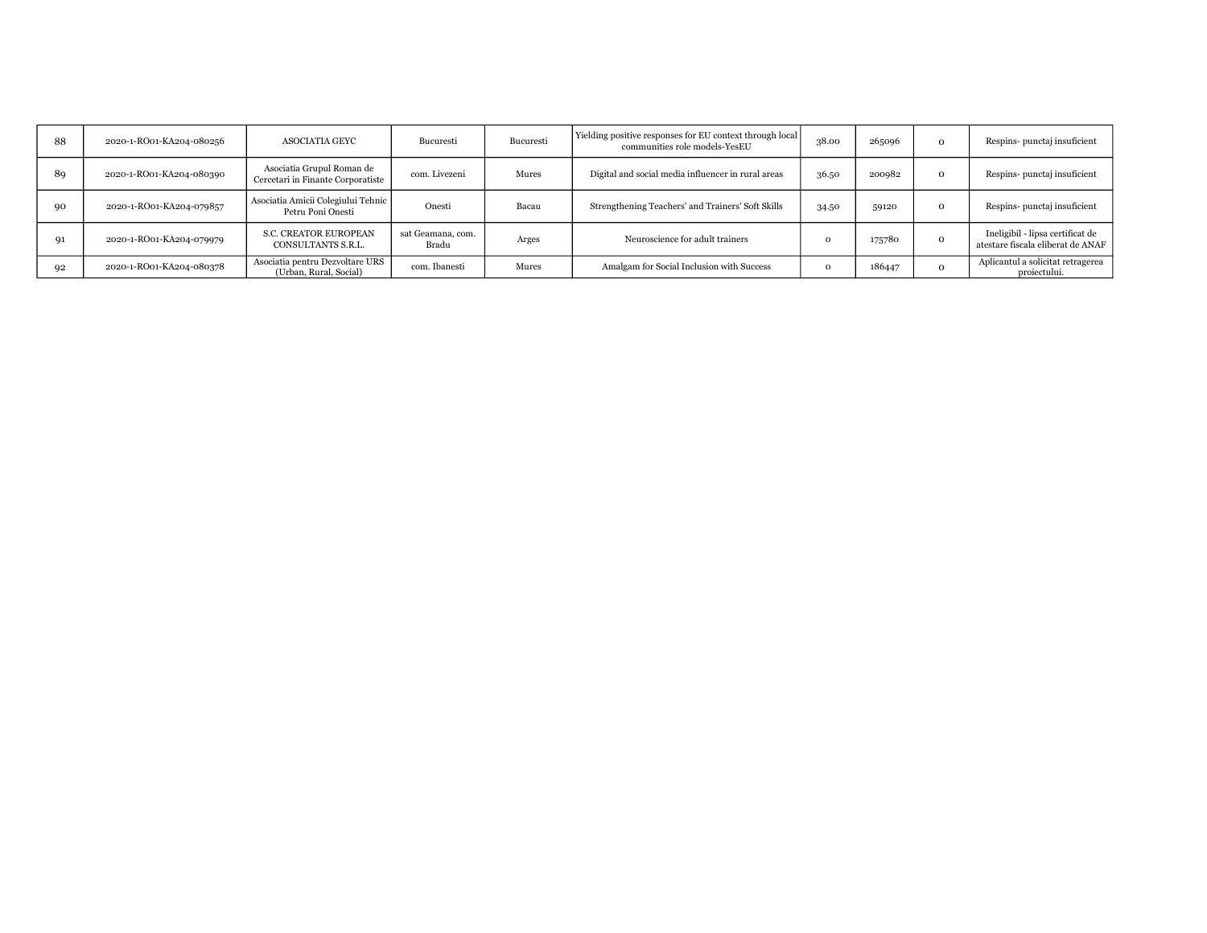| | | | | | | | | | |
|---|---|---|---|---|---|---|---|---|---|
| 88 | 2020-1-RO01-KA204-080256 | ASOCIATIA GEYC | Bucuresti | Bucuresti | Yielding positive responses for EU context through local communities role models-YesEU | 38.00 | 265096 | 0 | Respins- punctaj insuficient |
| 89 | 2020-1-RO01-KA204-080390 | Asociatia Grupul Roman de Cercetari in Finante Corporatiste | com. Livezeni | Mures | Digital and social media influencer in rural areas | 36.50 | 200982 | 0 | Respins- punctaj insuficient |
| 90 | 2020-1-RO01-KA204-079857 | Asociatia Amicii Colegiului Tehnic Petru Poni Onesti | Onesti | Bacau | Strengthening Teachers' and Trainers' Soft Skills | 34.50 | 59120 | 0 | Respins- punctaj insuficient |
| 91 | 2020-1-RO01-KA204-079979 | S.C. CREATOR EUROPEAN CONSULTANTS S.R.L. | sat Geamana, com. Bradu | Arges | Neuroscience for adult trainers | 0 | 175780 | 0 | Ineligibil - lipsa certificat de atestare fiscala eliberat de ANAF |
| 92 | 2020-1-RO01-KA204-080378 | Asociatia pentru Dezvoltare URS (Urban, Rural, Social) | com. Ibanesti | Mures | Amalgam for Social Inclusion with Success | 0 | 186447 | 0 | Aplicantul a solicitat retragerea proiectului. |